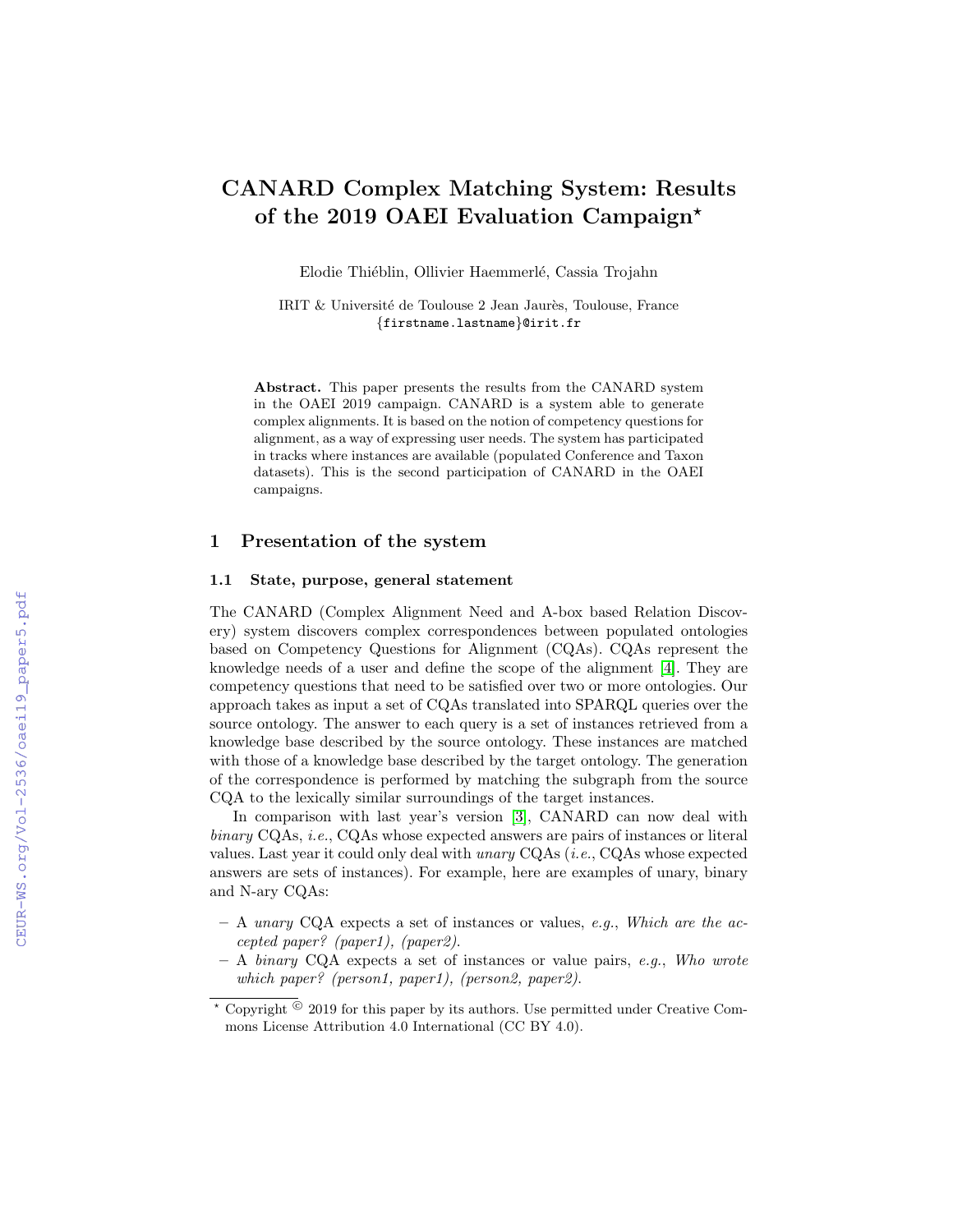# CANARD Complex Matching System: Results of the 2019 OAEI Evaluation Campaign*

Elodie Thiéblin, Ollivier Haemmerlé, Cassia Trojahn

IRIT & Université de Toulouse 2 Jean Jaurès, Toulouse, France
{firstname.lastname}@irit.fr

**Abstract.** This paper presents the results from the CANARD system in the OAEI 2019 campaign. CANARD is a system able to generate complex alignments. It is based on the notion of competency questions for alignment, as a way of expressing user needs. The system has participated in tracks where instances are available (populated Conference and Taxon datasets). This is the second participation of CANARD in the OAEI campaigns.

## 1 Presentation of the system

### 1.1 State, purpose, general statement

The CANARD (Complex Alignment Need and A-box based Relation Discovery) system discovers complex correspondences between populated ontologies based on Competency Questions for Alignment (CQAs). CQAs represent the knowledge needs of a user and define the scope of the alignment [4]. They are competency questions that need to be satisfied over two or more ontologies. Our approach takes as input a set of CQAs translated into SPARQL queries over the source ontology. The answer to each query is a set of instances retrieved from a knowledge base described by the source ontology. These instances are matched with those of a knowledge base described by the target ontology. The generation of the correspondence is performed by matching the subgraph from the source CQA to the lexically similar surroundings of the target instances.

In comparison with last year's version [3], CANARD can now deal with *binary* CQAs, *i.e.*, CQAs whose expected answers are pairs of instances or literal values. Last year it could only deal with *unary* CQAs (*i.e.*, CQAs whose expected answers are sets of instances). For example, here are examples of unary, binary and N-ary CQAs:

– A *unary* CQA expects a set of instances or values, *e.g.*, *Which are the accepted paper? (paper1), (paper2).*
– A *binary* CQA expects a set of instances or value pairs, *e.g.*, *Who wrote which paper? (person1, paper1), (person2, paper2).*

* Copyright © 2019 for this paper by its authors. Use permitted under Creative Commons License Attribution 4.0 International (CC BY 4.0).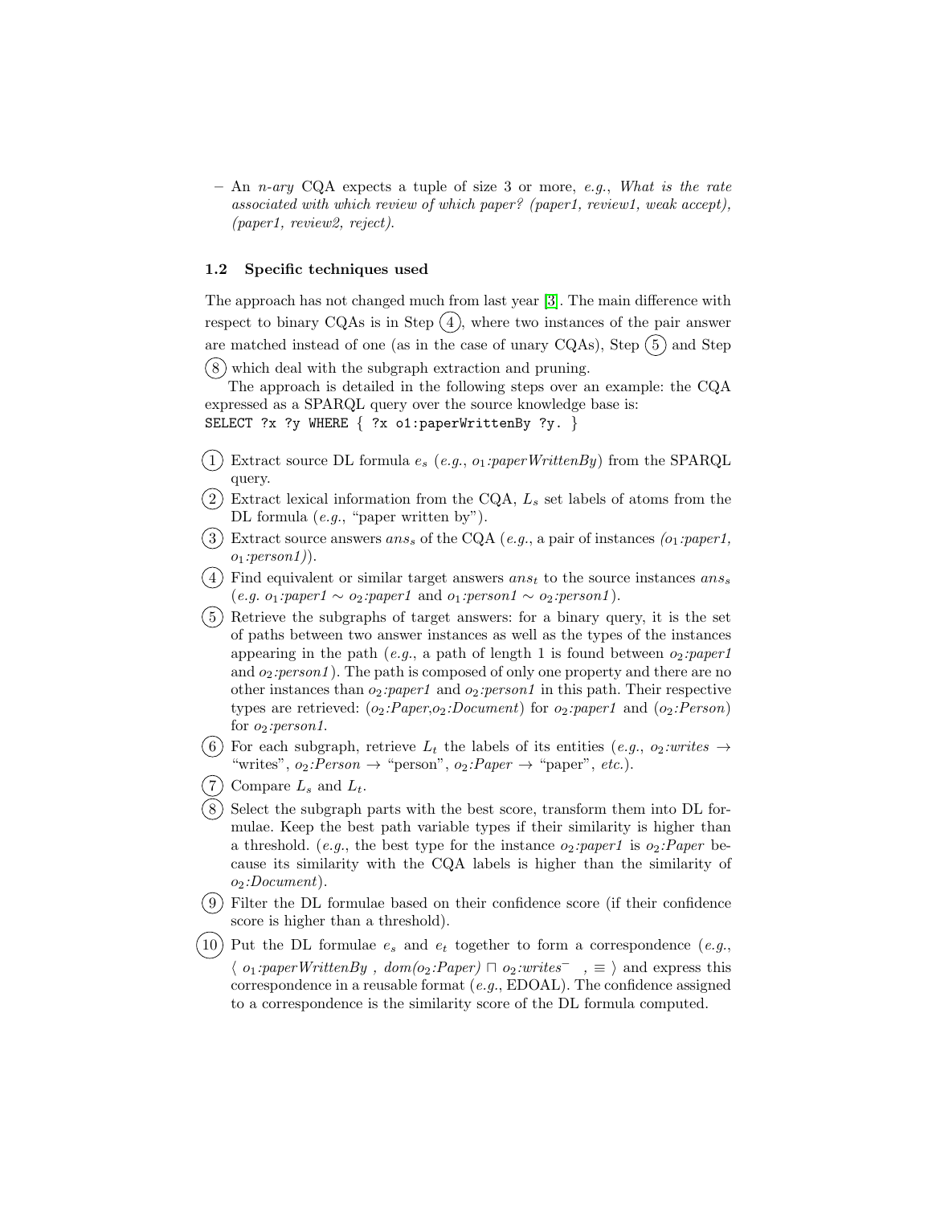- An *n-ary* CQA expects a tuple of size 3 or more, *e.g.*, *What is the rate associated with which review of which paper? (paper1, review1, weak accept), (paper1, review2, reject).*

### 1.2 Specific techniques used

The approach has not changed much from last year [3]. The main difference with respect to binary CQAs is in Step (4), where two instances of the pair answer are matched instead of one (as in the case of unary CQAs), Step (5) and Step (8) which deal with the subgraph extraction and pruning.

The approach is detailed in the following steps over an example: the CQA expressed as a SPARQL query over the source knowledge base is:
`SELECT ?x ?y WHERE { ?x o1:paperWrittenBy ?y. }`

(1) Extract source DL formula $e_s$ (*e.g.*, $o_1$*:paperWrittenBy*) from the SPARQL query.

(2) Extract lexical information from the CQA, $L_s$ set labels of atoms from the DL formula (*e.g.*, "paper written by").

(3) Extract source answers $ans_s$ of the CQA (*e.g.*, a pair of instances *(*$o_1$*:paper1,* $o_1$*:person1)*).

(4) Find equivalent or similar target answers $ans_t$ to the source instances $ans_s$ (*e.g.* $o_1$*:paper1* $\sim$ $o_2$*:paper1* and $o_1$*:person1* $\sim$ $o_2$*:person1*).

(5) Retrieve the subgraphs of target answers: for a binary query, it is the set of paths between two answer instances as well as the types of the instances appearing in the path (*e.g.*, a path of length 1 is found between $o_2$*:paper1* and $o_2$*:person1*). The path is composed of only one property and there are no other instances than $o_2$*:paper1* and $o_2$*:person1* in this path. Their respective types are retrieved: ($o_2$*:Paper*,$o_2$*:Document*) for $o_2$*:paper1* and ($o_2$*:Person*) for $o_2$*:person1*.

(6) For each subgraph, retrieve $L_t$ the labels of its entities (*e.g.*, $o_2$*:writes* $\rightarrow$ "writes", $o_2$*:Person* $\rightarrow$ "person", $o_2$*:Paper* $\rightarrow$ "paper", *etc.*).

(7) Compare $L_s$ and $L_t$.

(8) Select the subgraph parts with the best score, transform them into DL formulae. Keep the best path variable types if their similarity is higher than a threshold. (*e.g.*, the best type for the instance $o_2$*:paper1* is $o_2$*:Paper* because its similarity with the CQA labels is higher than the similarity of $o_2$*:Document*).

(9) Filter the DL formulae based on their confidence score (if their confidence score is higher than a threshold).

(10) Put the DL formulae $e_s$ and $e_t$ together to form a correspondence (*e.g.*, $\langle$ $o_1$*:paperWrittenBy* , *dom(*$o_2$*:Paper)* $\sqcap$ $o_2$*:writes*$^-$ , $\equiv$ $\rangle$ and express this correspondence in a reusable format (*e.g.*, EDOAL). The confidence assigned to a correspondence is the similarity score of the DL formula computed.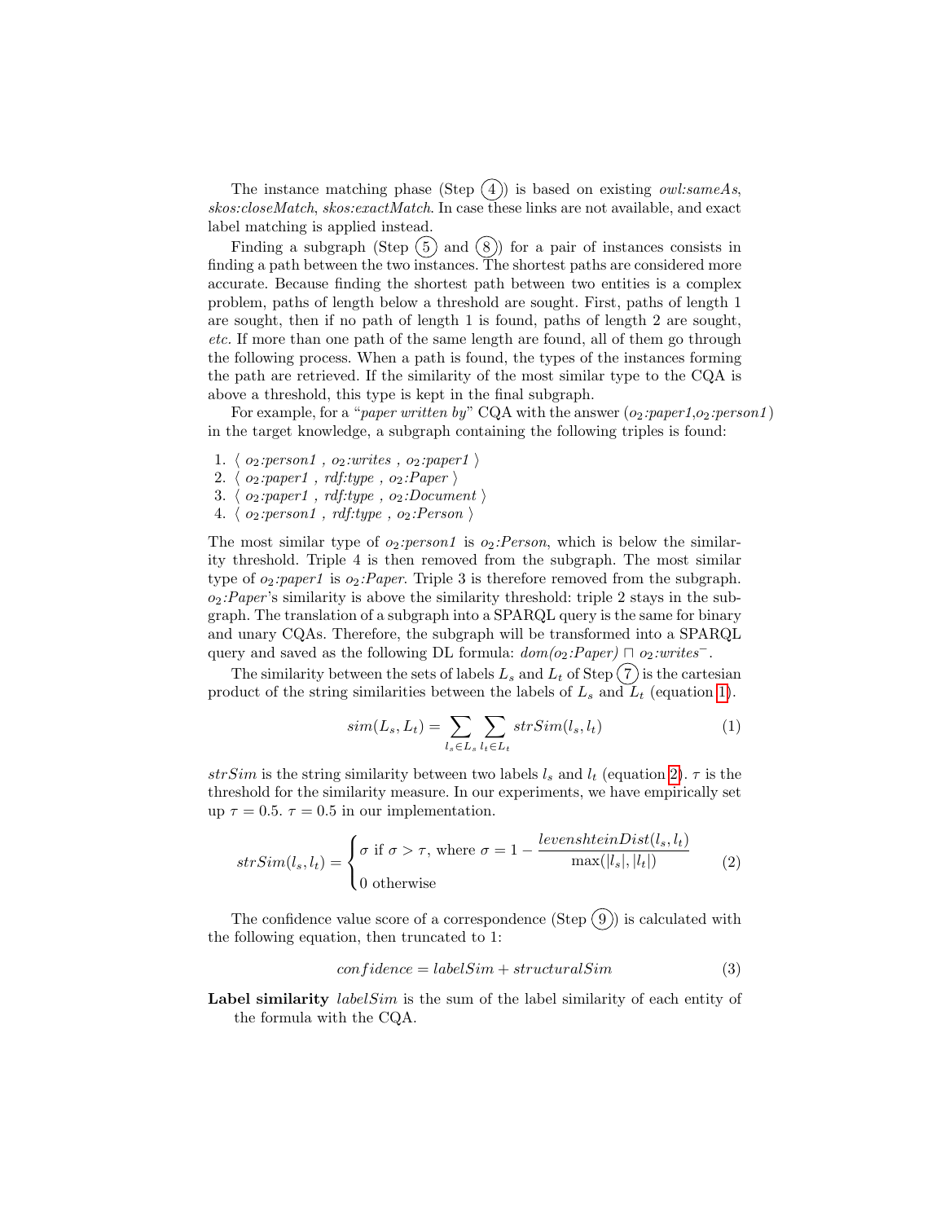The instance matching phase (Step ④) is based on existing *owl:sameAs*, *skos:closeMatch*, *skos:exactMatch*. In case these links are not available, and exact label matching is applied instead.

Finding a subgraph (Step ⑤ and ⑧) for a pair of instances consists in finding a path between the two instances. The shortest paths are considered more accurate. Because finding the shortest path between two entities is a complex problem, paths of length below a threshold are sought. First, paths of length 1 are sought, then if no path of length 1 is found, paths of length 2 are sought, *etc.* If more than one path of the same length are found, all of them go through the following process. When a path is found, the types of the instances forming the path are retrieved. If the similarity of the most similar type to the CQA is above a threshold, this type is kept in the final subgraph.

For example, for a "*paper written by*" CQA with the answer ($o_2$*:paper1*,$o_2$*:person1*) in the target knowledge, a subgraph containing the following triples is found:

1. ⟨ $o_2$*:person1* , $o_2$*:writes* , $o_2$*:paper1* ⟩
2. ⟨ $o_2$*:paper1* , *rdf:type* , $o_2$*:Paper* ⟩
3. ⟨ $o_2$*:paper1* , *rdf:type* , $o_2$*:Document* ⟩
4. ⟨ $o_2$*:person1* , *rdf:type* , $o_2$*:Person* ⟩

The most similar type of $o_2$*:person1* is $o_2$*:Person*, which is below the similarity threshold. Triple 4 is then removed from the subgraph. The most similar type of $o_2$*:paper1* is $o_2$*:Paper*. Triple 3 is therefore removed from the subgraph. $o_2$*:Paper*'s similarity is above the similarity threshold: triple 2 stays in the subgraph. The translation of a subgraph into a SPARQL query is the same for binary and unary CQAs. Therefore, the subgraph will be transformed into a SPARQL query and saved as the following DL formula: $dom(o_2{:}Paper) \sqcap o_2{:}writes^{-}$.

The similarity between the sets of labels $L_s$ and $L_t$ of Step ⑦ is the cartesian product of the string similarities between the labels of $L_s$ and $L_t$ (equation 1).

$$sim(L_s, L_t) = \sum_{l_s \in L_s} \sum_{l_t \in L_t} strSim(l_s, l_t) \tag{1}$$

$strSim$ is the string similarity between two labels $l_s$ and $l_t$ (equation 2). $\tau$ is the threshold for the similarity measure. In our experiments, we have empirically set up $\tau = 0.5$. $\tau = 0.5$ in our implementation.

$$strSim(l_s, l_t) = \begin{cases} \sigma \text{ if } \sigma > \tau, \text{ where } \sigma = 1 - \dfrac{levenshteinDist(l_s, l_t)}{\max(|l_s|, |l_t|)} \\ 0 \text{ otherwise} \end{cases} \tag{2}$$

The confidence value score of a correspondence (Step ⑨) is calculated with the following equation, then truncated to 1:

$$confidence = labelSim + structuralSim \tag{3}$$

**Label similarity** *labelSim* is the sum of the label similarity of each entity of the formula with the CQA.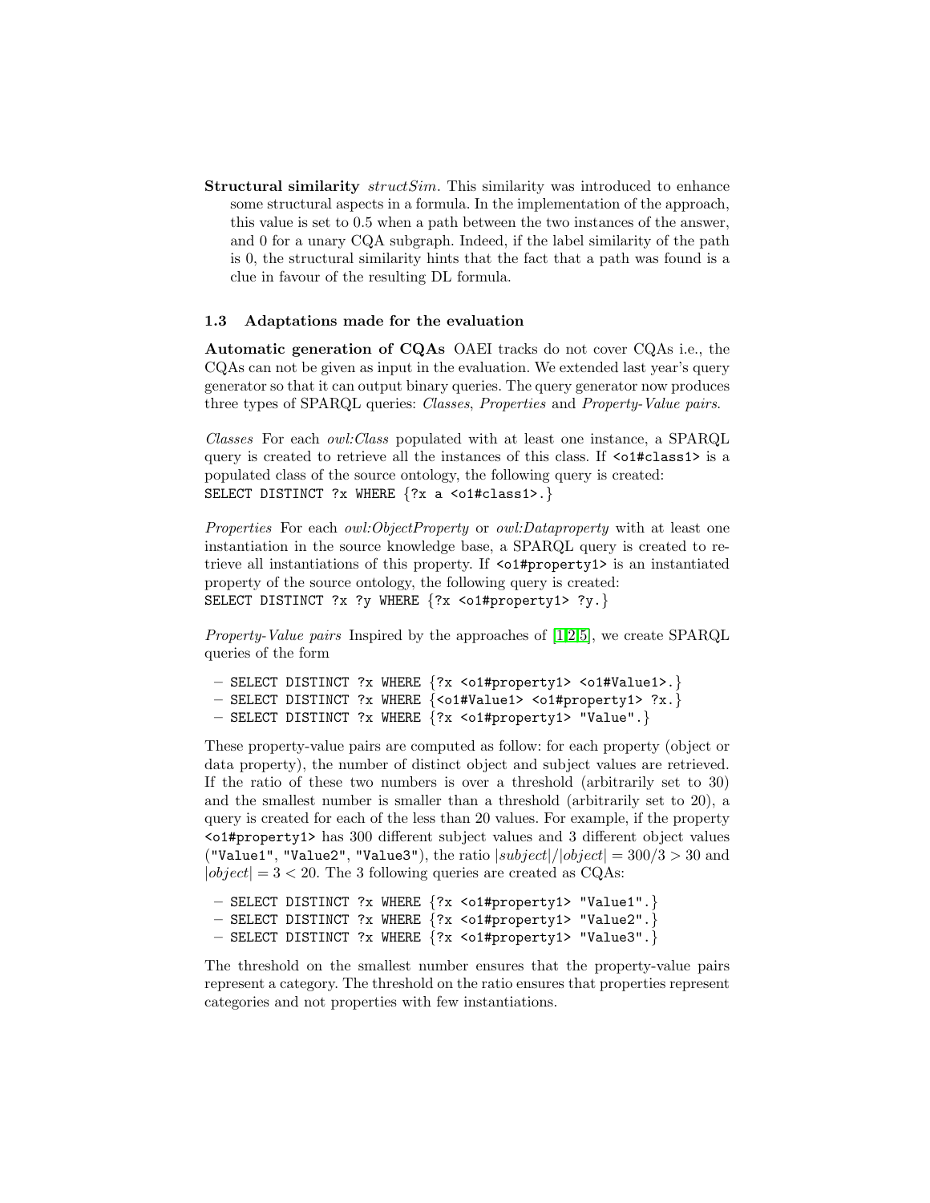**Structural similarity** *structSim*. This similarity was introduced to enhance some structural aspects in a formula. In the implementation of the approach, this value is set to 0.5 when a path between the two instances of the answer, and 0 for a unary CQA subgraph. Indeed, if the label similarity of the path is 0, the structural similarity hints that the fact that a path was found is a clue in favour of the resulting DL formula.

### 1.3 Adaptations made for the evaluation

**Automatic generation of CQAs** OAEI tracks do not cover CQAs i.e., the CQAs can not be given as input in the evaluation. We extended last year's query generator so that it can output binary queries. The query generator now produces three types of SPARQL queries: *Classes*, *Properties* and *Property-Value pairs*.

*Classes* For each *owl:Class* populated with at least one instance, a SPARQL query is created to retrieve all the instances of this class. If `<o1#class1>` is a populated class of the source ontology, the following query is created:
`SELECT DISTINCT ?x WHERE {?x a <o1#class1>.}`

*Properties* For each *owl:ObjectProperty* or *owl:Dataproperty* with at least one instantiation in the source knowledge base, a SPARQL query is created to retrieve all instantiations of this property. If `<o1#property1>` is an instantiated property of the source ontology, the following query is created:
`SELECT DISTINCT ?x ?y WHERE {?x <o1#property1> ?y.}`

*Property-Value pairs* Inspired by the approaches of [1,2,5], we create SPARQL queries of the form

- `SELECT DISTINCT ?x WHERE {?x <o1#property1> <o1#Value1>.}`
- `SELECT DISTINCT ?x WHERE {<o1#Value1> <o1#property1> ?x.}`
- `SELECT DISTINCT ?x WHERE {?x <o1#property1> "Value".}`

These property-value pairs are computed as follow: for each property (object or data property), the number of distinct object and subject values are retrieved. If the ratio of these two numbers is over a threshold (arbitrarily set to 30) and the smallest number is smaller than a threshold (arbitrarily set to 20), a query is created for each of the less than 20 values. For example, if the property `<o1#property1>` has 300 different subject values and 3 different object values (`"Value1"`, `"Value2"`, `"Value3"`), the ratio $|subject|/|object| = 300/3 > 30$ and $|object| = 3 < 20$. The 3 following queries are created as CQAs:

- `SELECT DISTINCT ?x WHERE {?x <o1#property1> "Value1".}`
- `SELECT DISTINCT ?x WHERE {?x <o1#property1> "Value2".}`
- `SELECT DISTINCT ?x WHERE {?x <o1#property1> "Value3".}`

The threshold on the smallest number ensures that the property-value pairs represent a category. The threshold on the ratio ensures that properties represent categories and not properties with few instantiations.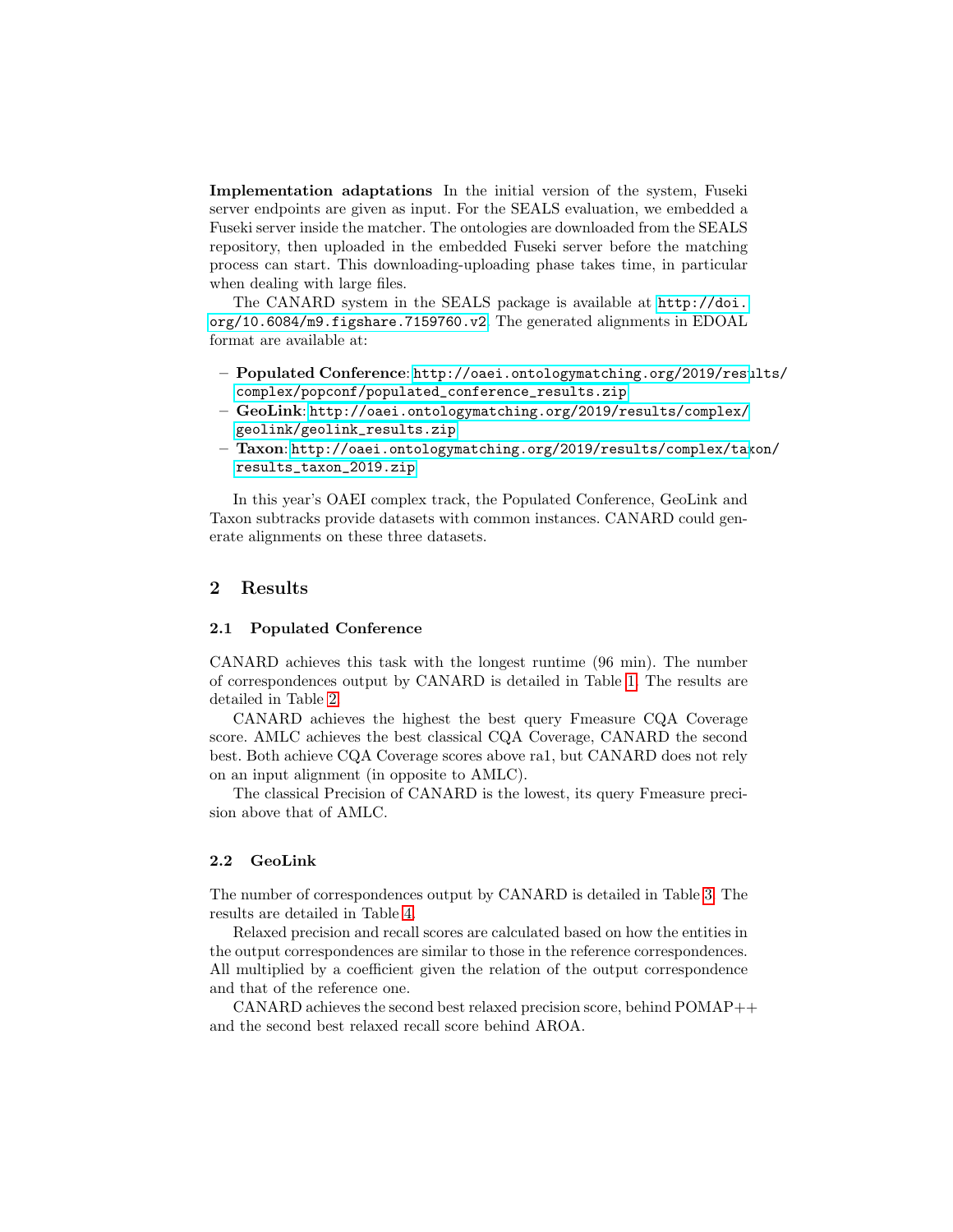**Implementation adaptations** In the initial version of the system, Fuseki server endpoints are given as input. For the SEALS evaluation, we embedded a Fuseki server inside the matcher. The ontologies are downloaded from the SEALS repository, then uploaded in the embedded Fuseki server before the matching process can start. This downloading-uploading phase takes time, in particular when dealing with large files.

The CANARD system in the SEALS package is available at http://doi.org/10.6084/m9.figshare.7159760.v2. The generated alignments in EDOAL format are available at:

- **Populated Conference**: http://oaei.ontologymatching.org/2019/results/complex/popconf/populated_conference_results.zip
- **GeoLink**: http://oaei.ontologymatching.org/2019/results/complex/geolink/geolink_results.zip
- **Taxon**: http://oaei.ontologymatching.org/2019/results/complex/taxon/results_taxon_2019.zip

In this year's OAEI complex track, the Populated Conference, GeoLink and Taxon subtracks provide datasets with common instances. CANARD could generate alignments on these three datasets.

## 2 Results

### 2.1 Populated Conference

CANARD achieves this task with the longest runtime (96 min). The number of correspondences output by CANARD is detailed in Table 1. The results are detailed in Table 2.

CANARD achieves the highest the best query Fmeasure CQA Coverage score. AMLC achieves the best classical CQA Coverage, CANARD the second best. Both achieve CQA Coverage scores above ra1, but CANARD does not rely on an input alignment (in opposite to AMLC).

The classical Precision of CANARD is the lowest, its query Fmeasure precision above that of AMLC.

### 2.2 GeoLink

The number of correspondences output by CANARD is detailed in Table 3. The results are detailed in Table 4.

Relaxed precision and recall scores are calculated based on how the entities in the output correspondences are similar to those in the reference correspondences. All multiplied by a coefficient given the relation of the output correspondence and that of the reference one.

CANARD achieves the second best relaxed precision score, behind POMAP++ and the second best relaxed recall score behind AROA.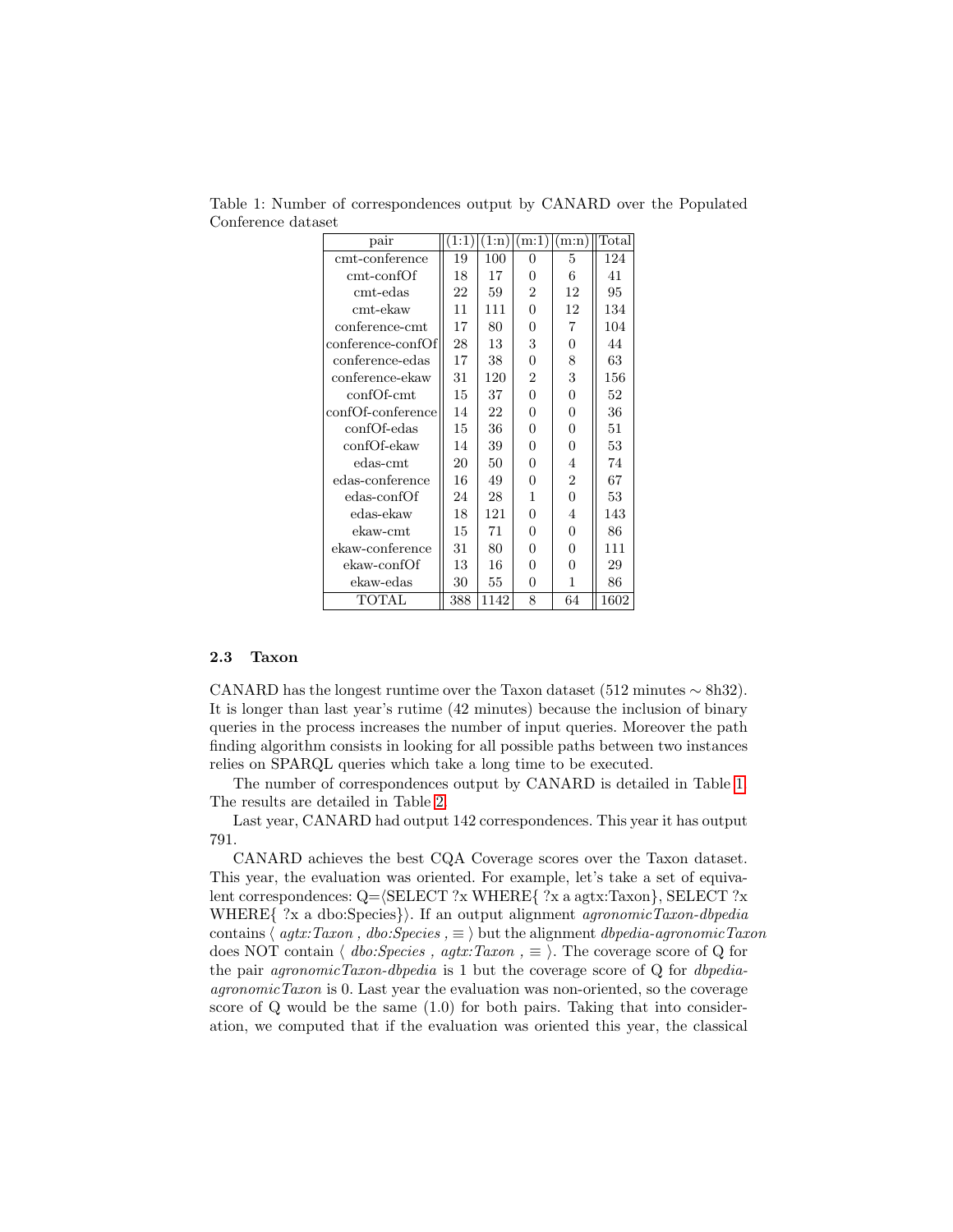Table 1: Number of correspondences output by CANARD over the Populated Conference dataset

| pair | (1:1) | (1:n) | (m:1) | (m:n) | Total |
|---|---|---|---|---|---|
| cmt-conference | 19 | 100 | 0 | 5 | 124 |
| cmt-confOf | 18 | 17 | 0 | 6 | 41 |
| cmt-edas | 22 | 59 | 2 | 12 | 95 |
| cmt-ekaw | 11 | 111 | 0 | 12 | 134 |
| conference-cmt | 17 | 80 | 0 | 7 | 104 |
| conference-confOf | 28 | 13 | 3 | 0 | 44 |
| conference-edas | 17 | 38 | 0 | 8 | 63 |
| conference-ekaw | 31 | 120 | 2 | 3 | 156 |
| confOf-cmt | 15 | 37 | 0 | 0 | 52 |
| confOf-conference | 14 | 22 | 0 | 0 | 36 |
| confOf-edas | 15 | 36 | 0 | 0 | 51 |
| confOf-ekaw | 14 | 39 | 0 | 0 | 53 |
| edas-cmt | 20 | 50 | 0 | 4 | 74 |
| edas-conference | 16 | 49 | 0 | 2 | 67 |
| edas-confOf | 24 | 28 | 1 | 0 | 53 |
| edas-ekaw | 18 | 121 | 0 | 4 | 143 |
| ekaw-cmt | 15 | 71 | 0 | 0 | 86 |
| ekaw-conference | 31 | 80 | 0 | 0 | 111 |
| ekaw-confOf | 13 | 16 | 0 | 0 | 29 |
| ekaw-edas | 30 | 55 | 0 | 1 | 86 |
| TOTAL | 388 | 1142 | 8 | 64 | 1602 |

### 2.3 Taxon

CANARD has the longest runtime over the Taxon dataset (512 minutes $\sim$ 8h32). It is longer than last year's rutime (42 minutes) because the inclusion of binary queries in the process increases the number of input queries. Moreover the path finding algorithm consists in looking for all possible paths between two instances relies on SPARQL queries which take a long time to be executed.

The number of correspondences output by CANARD is detailed in Table 1. The results are detailed in Table 2.

Last year, CANARD had output 142 correspondences. This year it has output 791.

CANARD achieves the best CQA Coverage scores over the Taxon dataset. This year, the evaluation was oriented. For example, let's take a set of equivalent correspondences: Q=⟨SELECT ?x WHERE{ ?x a agtx:Taxon}, SELECT ?x WHERE{ ?x a dbo:Species}⟩. If an output alignment *agronomicTaxon-dbpedia* contains ⟨ *agtx:Taxon* , *dbo:Species* , $\equiv$ ⟩ but the alignment *dbpedia-agronomicTaxon* does NOT contain ⟨ *dbo:Species* , *agtx:Taxon* , $\equiv$ ⟩. The coverage score of Q for the pair *agronomicTaxon-dbpedia* is 1 but the coverage score of Q for *dbpedia-agronomicTaxon* is 0. Last year the evaluation was non-oriented, so the coverage score of Q would be the same (1.0) for both pairs. Taking that into consideration, we computed that if the evaluation was oriented this year, the classical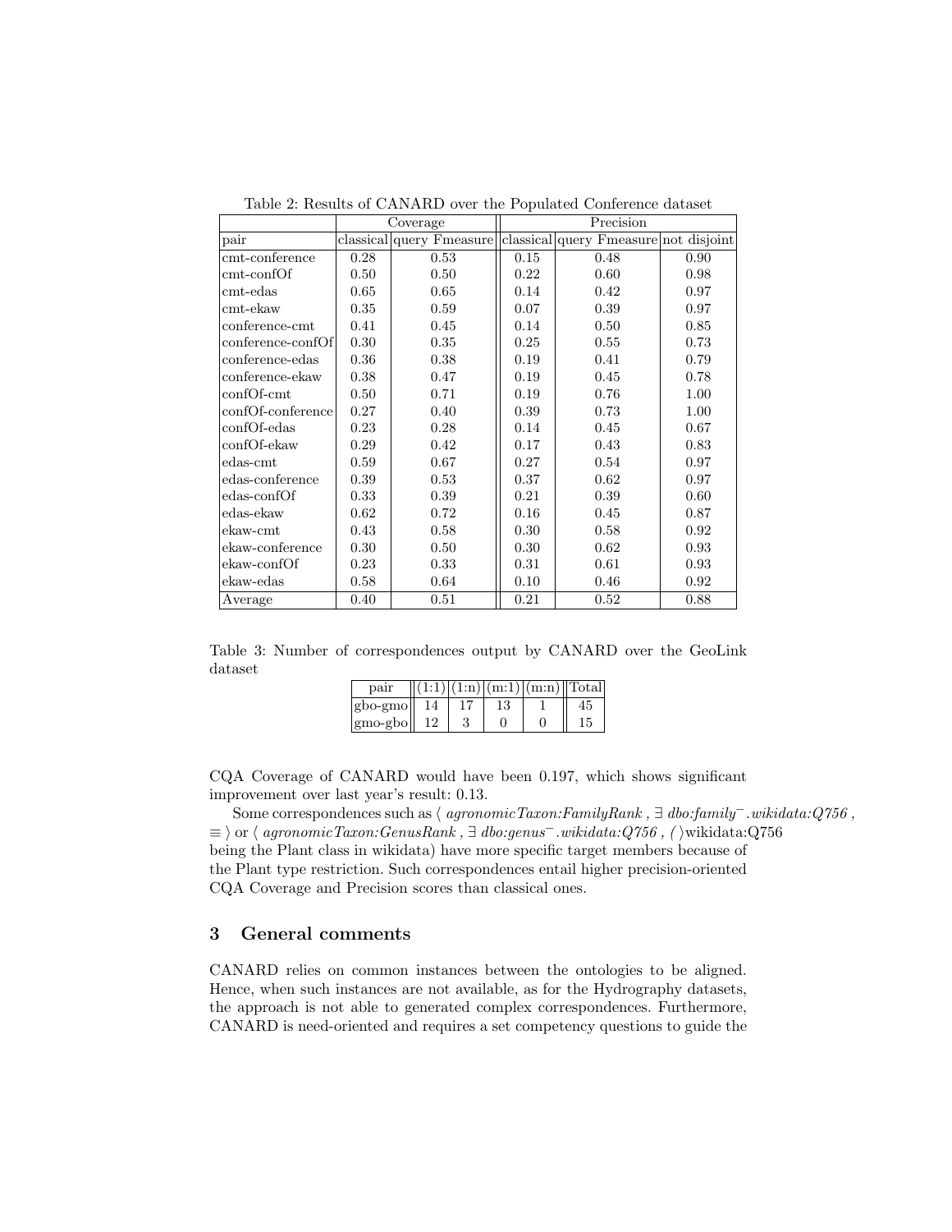Table 2: Results of CANARD over the Populated Conference dataset

| | Coverage | | Precision | | |
|---|---|---|---|---|---|
| pair | classical | query Fmeasure | classical | query Fmeasure | not disjoint |
| cmt-conference | 0.28 | 0.53 | 0.15 | 0.48 | 0.90 |
| cmt-confOf | 0.50 | 0.50 | 0.22 | 0.60 | 0.98 |
| cmt-edas | 0.65 | 0.65 | 0.14 | 0.42 | 0.97 |
| cmt-ekaw | 0.35 | 0.59 | 0.07 | 0.39 | 0.97 |
| conference-cmt | 0.41 | 0.45 | 0.14 | 0.50 | 0.85 |
| conference-confOf | 0.30 | 0.35 | 0.25 | 0.55 | 0.73 |
| conference-edas | 0.36 | 0.38 | 0.19 | 0.41 | 0.79 |
| conference-ekaw | 0.38 | 0.47 | 0.19 | 0.45 | 0.78 |
| confOf-cmt | 0.50 | 0.71 | 0.19 | 0.76 | 1.00 |
| confOf-conference | 0.27 | 0.40 | 0.39 | 0.73 | 1.00 |
| confOf-edas | 0.23 | 0.28 | 0.14 | 0.45 | 0.67 |
| confOf-ekaw | 0.29 | 0.42 | 0.17 | 0.43 | 0.83 |
| edas-cmt | 0.59 | 0.67 | 0.27 | 0.54 | 0.97 |
| edas-conference | 0.39 | 0.53 | 0.37 | 0.62 | 0.97 |
| edas-confOf | 0.33 | 0.39 | 0.21 | 0.39 | 0.60 |
| edas-ekaw | 0.62 | 0.72 | 0.16 | 0.45 | 0.87 |
| ekaw-cmt | 0.43 | 0.58 | 0.30 | 0.58 | 0.92 |
| ekaw-conference | 0.30 | 0.50 | 0.30 | 0.62 | 0.93 |
| ekaw-confOf | 0.23 | 0.33 | 0.31 | 0.61 | 0.93 |
| ekaw-edas | 0.58 | 0.64 | 0.10 | 0.46 | 0.92 |
| Average | 0.40 | 0.51 | 0.21 | 0.52 | 0.88 |

Table 3: Number of correspondences output by CANARD over the GeoLink dataset

| pair | (1:1) | (1:n) | (m:1) | (m:n) | Total |
|---|---|---|---|---|---|
| gbo-gmo | 14 | 17 | 13 | 1 | 45 |
| gmo-gbo | 12 | 3 | 0 | 0 | 15 |

CQA Coverage of CANARD would have been 0.197, which shows significant improvement over last year's result: 0.13.

Some correspondences such as ⟨ *agronomicTaxon:FamilyRank* , $\exists$ *dbo:family*$^{-}$*.wikidata:Q756* , $\equiv$ ⟩ or ⟨ *agronomicTaxon:GenusRank* , $\exists$ *dbo:genus*$^{-}$*.wikidata:Q756* , *(* ⟩wikidata:Q756 being the Plant class in wikidata) have more specific target members because of the Plant type restriction. Such correspondences entail higher precision-oriented CQA Coverage and Precision scores than classical ones.

## 3 General comments

CANARD relies on common instances between the ontologies to be aligned. Hence, when such instances are not available, as for the Hydrography datasets, the approach is not able to generated complex correspondences. Furthermore, CANARD is need-oriented and requires a set competency questions to guide the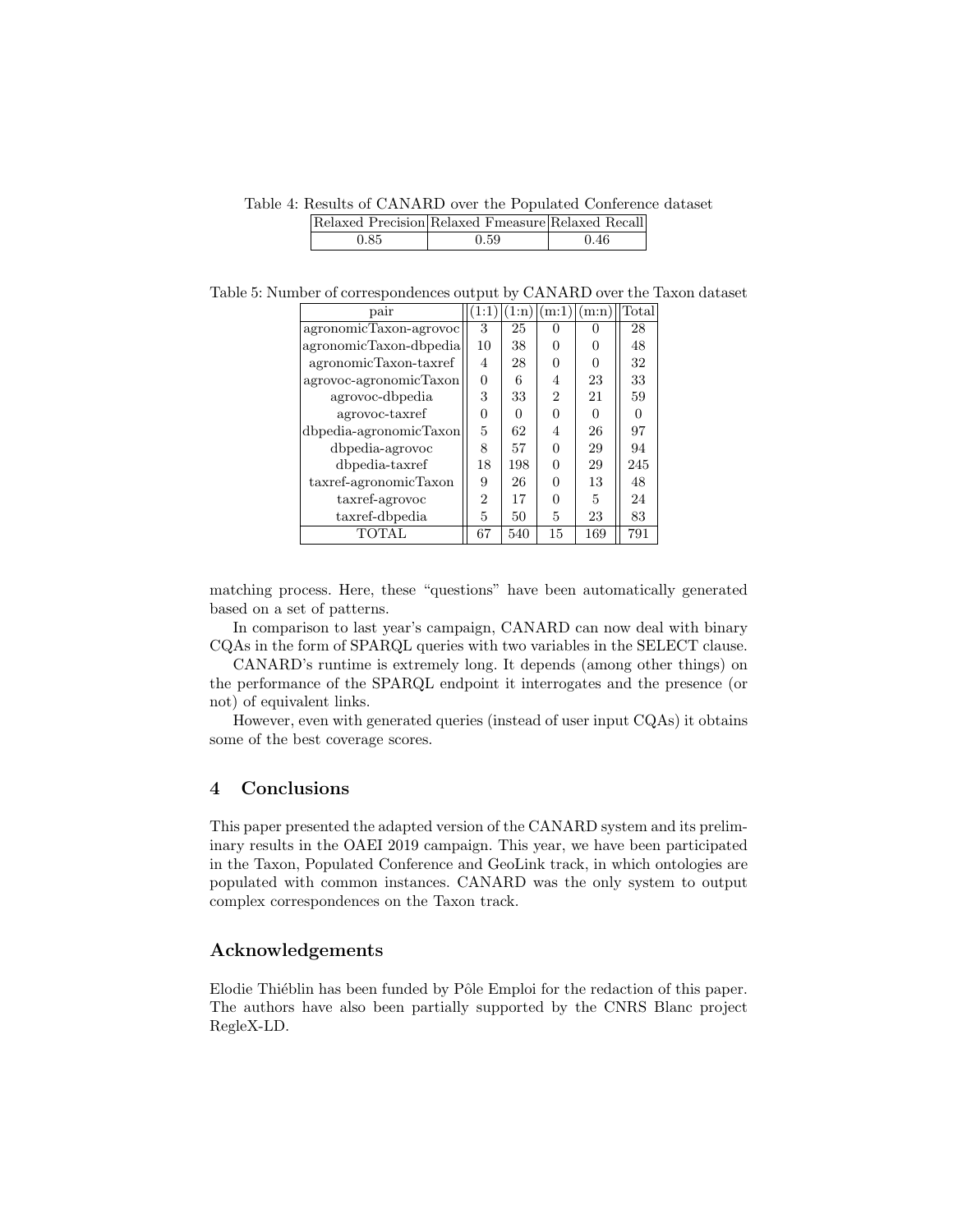Table 4: Results of CANARD over the Populated Conference dataset

| Relaxed Precision | Relaxed Fmeasure | Relaxed Recall |
|---|---|---|
| 0.85 | 0.59 | 0.46 |

Table 5: Number of correspondences output by CANARD over the Taxon dataset

| pair | (1:1) | (1:n) | (m:1) | (m:n) | Total |
|---|---|---|---|---|---|
| agronomicTaxon-agrovoc | 3 | 25 | 0 | 0 | 28 |
| agronomicTaxon-dbpedia | 10 | 38 | 0 | 0 | 48 |
| agronomicTaxon-taxref | 4 | 28 | 0 | 0 | 32 |
| agrovoc-agronomicTaxon | 0 | 6 | 4 | 23 | 33 |
| agrovoc-dbpedia | 3 | 33 | 2 | 21 | 59 |
| agrovoc-taxref | 0 | 0 | 0 | 0 | 0 |
| dbpedia-agronomicTaxon | 5 | 62 | 4 | 26 | 97 |
| dbpedia-agrovoc | 8 | 57 | 0 | 29 | 94 |
| dbpedia-taxref | 18 | 198 | 0 | 29 | 245 |
| taxref-agronomicTaxon | 9 | 26 | 0 | 13 | 48 |
| taxref-agrovoc | 2 | 17 | 0 | 5 | 24 |
| taxref-dbpedia | 5 | 50 | 5 | 23 | 83 |
| TOTAL | 67 | 540 | 15 | 169 | 791 |

matching process. Here, these "questions" have been automatically generated based on a set of patterns.

In comparison to last year's campaign, CANARD can now deal with binary CQAs in the form of SPARQL queries with two variables in the SELECT clause.

CANARD's runtime is extremely long. It depends (among other things) on the performance of the SPARQL endpoint it interrogates and the presence (or not) of equivalent links.

However, even with generated queries (instead of user input CQAs) it obtains some of the best coverage scores.

## 4 Conclusions

This paper presented the adapted version of the CANARD system and its preliminary results in the OAEI 2019 campaign. This year, we have been participated in the Taxon, Populated Conference and GeoLink track, in which ontologies are populated with common instances. CANARD was the only system to output complex correspondences on the Taxon track.

## Acknowledgements

Elodie Thiéblin has been funded by Pôle Emploi for the redaction of this paper. The authors have also been partially supported by the CNRS Blanc project RegleX-LD.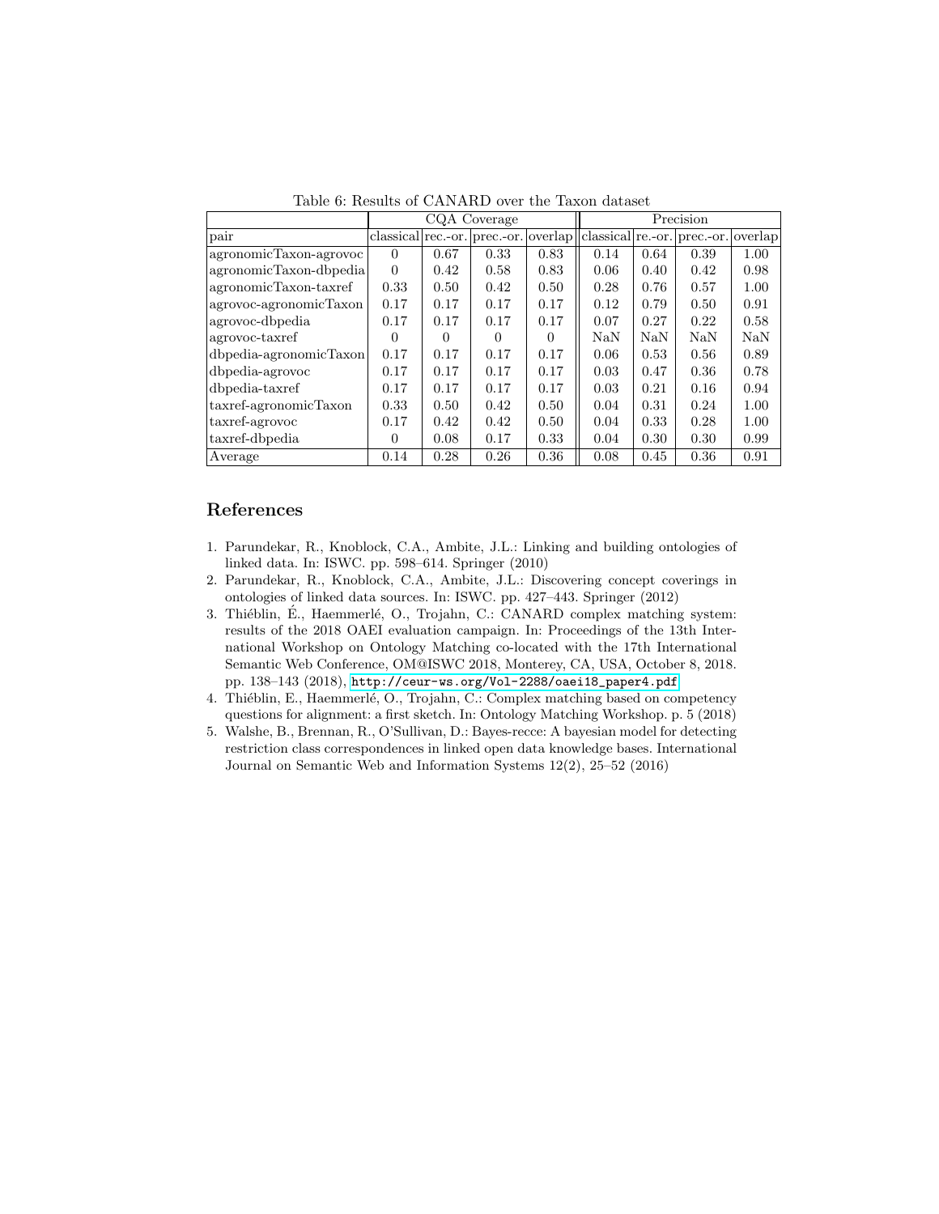Table 6: Results of CANARD over the Taxon dataset

| | CQA Coverage | | | | Precision | | | |
|---|---|---|---|---|---|---|---|---|
| pair | classical | rec.-or. | prec.-or. | overlap | classical | re.-or. | prec.-or. | overlap |
| agronomicTaxon-agrovoc | 0 | 0.67 | 0.33 | 0.83 | 0.14 | 0.64 | 0.39 | 1.00 |
| agronomicTaxon-dbpedia | 0 | 0.42 | 0.58 | 0.83 | 0.06 | 0.40 | 0.42 | 0.98 |
| agronomicTaxon-taxref | 0.33 | 0.50 | 0.42 | 0.50 | 0.28 | 0.76 | 0.57 | 1.00 |
| agrovoc-agronomicTaxon | 0.17 | 0.17 | 0.17 | 0.17 | 0.12 | 0.79 | 0.50 | 0.91 |
| agrovoc-dbpedia | 0.17 | 0.17 | 0.17 | 0.17 | 0.07 | 0.27 | 0.22 | 0.58 |
| agrovoc-taxref | 0 | 0 | 0 | 0 | NaN | NaN | NaN | NaN |
| dbpedia-agronomicTaxon | 0.17 | 0.17 | 0.17 | 0.17 | 0.06 | 0.53 | 0.56 | 0.89 |
| dbpedia-agrovoc | 0.17 | 0.17 | 0.17 | 0.17 | 0.03 | 0.47 | 0.36 | 0.78 |
| dbpedia-taxref | 0.17 | 0.17 | 0.17 | 0.17 | 0.03 | 0.21 | 0.16 | 0.94 |
| taxref-agronomicTaxon | 0.33 | 0.50 | 0.42 | 0.50 | 0.04 | 0.31 | 0.24 | 1.00 |
| taxref-agrovoc | 0.17 | 0.42 | 0.42 | 0.50 | 0.04 | 0.33 | 0.28 | 1.00 |
| taxref-dbpedia | 0 | 0.08 | 0.17 | 0.33 | 0.04 | 0.30 | 0.30 | 0.99 |
| Average | 0.14 | 0.28 | 0.26 | 0.36 | 0.08 | 0.45 | 0.36 | 0.91 |

## References

1. Parundekar, R., Knoblock, C.A., Ambite, J.L.: Linking and building ontologies of linked data. In: ISWC. pp. 598–614. Springer (2010)
2. Parundekar, R., Knoblock, C.A., Ambite, J.L.: Discovering concept coverings in ontologies of linked data sources. In: ISWC. pp. 427–443. Springer (2012)
3. Thiéblin, É., Haemmerlé, O., Trojahn, C.: CANARD complex matching system: results of the 2018 OAEI evaluation campaign. In: Proceedings of the 13th International Workshop on Ontology Matching co-located with the 17th International Semantic Web Conference, OM@ISWC 2018, Monterey, CA, USA, October 8, 2018. pp. 138–143 (2018), http://ceur-ws.org/Vol-2288/oaei18_paper4.pdf
4. Thiéblin, E., Haemmerlé, O., Trojahn, C.: Complex matching based on competency questions for alignment: a first sketch. In: Ontology Matching Workshop. p. 5 (2018)
5. Walshe, B., Brennan, R., O'Sullivan, D.: Bayes-recce: A bayesian model for detecting restriction class correspondences in linked open data knowledge bases. International Journal on Semantic Web and Information Systems 12(2), 25–52 (2016)